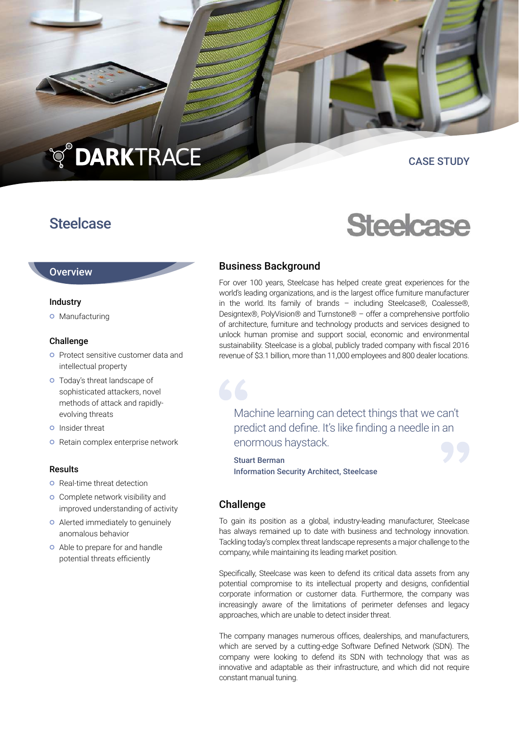DARKTRACE

CASE STUDY

# Steelcase

## Overview

### Industry

- Manufacturing

### Challenge

- Protect sensitive customer data and intellectual property
- Today's threat landscape of sophisticated attackers, novel methods of attack and rapidly-evolving threats
- Insider threat
- Retain complex enterprise network

### Results

- Real-time threat detection
- Complete network visibility and improved understanding of activity
- Alerted immediately to genuinely anomalous behavior
- Able to prepare for and handle potential threats efficiently

## Business Background

For over 100 years, Steelcase has helped create great experiences for the world's leading organizations, and is the largest office furniture manufacturer in the world. Its family of brands – including Steelcase®, Coalesse®, Designtex®, PolyVision® and Turnstone® – offer a comprehensive portfolio of architecture, furniture and technology products and services designed to unlock human promise and support social, economic and environmental sustainability. Steelcase is a global, publicly traded company with fiscal 2016 revenue of $3.1 billion, more than 11,000 employees and 800 dealer locations.

> Machine learning can detect things that we can't predict and define. It's like finding a needle in an enormous haystack.
>
> **Stuart Berman**
> **Information Security Architect, Steelcase**

## Challenge

To gain its position as a global, industry-leading manufacturer, Steelcase has always remained up to date with business and technology innovation. Tackling today's complex threat landscape represents a major challenge to the company, while maintaining its leading market position.

Specifically, Steelcase was keen to defend its critical data assets from any potential compromise to its intellectual property and designs, confidential corporate information or customer data. Furthermore, the company was increasingly aware of the limitations of perimeter defenses and legacy approaches, which are unable to detect insider threat.

The company manages numerous offices, dealerships, and manufacturers, which are served by a cutting-edge Software Defined Network (SDN). The company were looking to defend its SDN with technology that was as innovative and adaptable as their infrastructure, and which did not require constant manual tuning.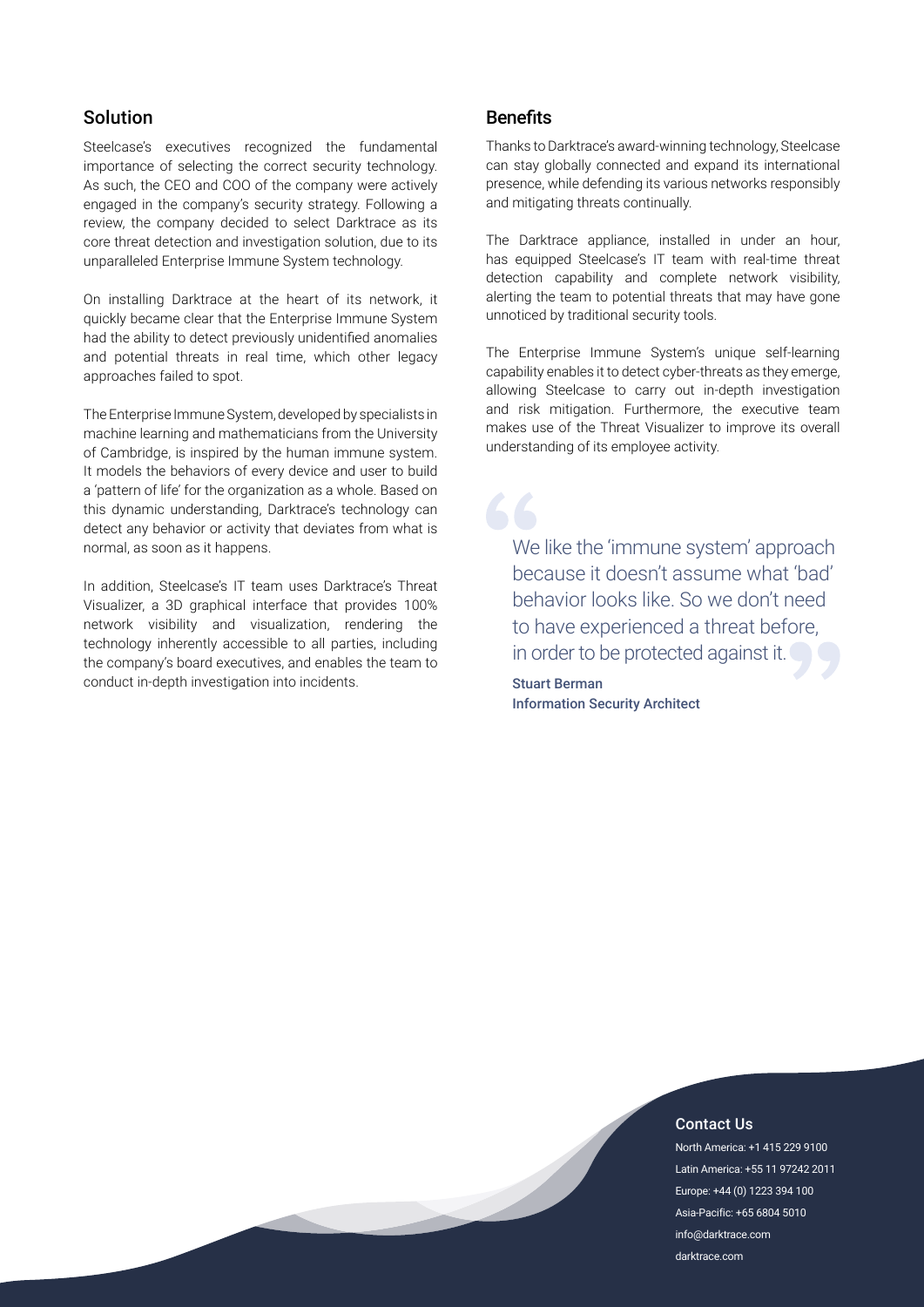## Solution

Steelcase's executives recognized the fundamental importance of selecting the correct security technology. As such, the CEO and COO of the company were actively engaged in the company's security strategy. Following a review, the company decided to select Darktrace as its core threat detection and investigation solution, due to its unparalleled Enterprise Immune System technology.

On installing Darktrace at the heart of its network, it quickly became clear that the Enterprise Immune System had the ability to detect previously unidentified anomalies and potential threats in real time, which other legacy approaches failed to spot.

The Enterprise Immune System, developed by specialists in machine learning and mathematicians from the University of Cambridge, is inspired by the human immune system. It models the behaviors of every device and user to build a 'pattern of life' for the organization as a whole. Based on this dynamic understanding, Darktrace's technology can detect any behavior or activity that deviates from what is normal, as soon as it happens.

In addition, Steelcase's IT team uses Darktrace's Threat Visualizer, a 3D graphical interface that provides 100% network visibility and visualization, rendering the technology inherently accessible to all parties, including the company's board executives, and enables the team to conduct in-depth investigation into incidents.

## Benefits

Thanks to Darktrace's award-winning technology, Steelcase can stay globally connected and expand its international presence, while defending its various networks responsibly and mitigating threats continually.

The Darktrace appliance, installed in under an hour, has equipped Steelcase's IT team with real-time threat detection capability and complete network visibility, alerting the team to potential threats that may have gone unnoticed by traditional security tools.

The Enterprise Immune System's unique self-learning capability enables it to detect cyber-threats as they emerge, allowing Steelcase to carry out in-depth investigation and risk mitigation. Furthermore, the executive team makes use of the Threat Visualizer to improve its overall understanding of its employee activity.

> We like the 'immune system' approach because it doesn't assume what 'bad' behavior looks like. So we don't need to have experienced a threat before, in order to be protected against it.
>
> **Stuart Berman**
> **Information Security Architect**

### Contact Us

North America: +1 415 229 9100
Latin America: +55 11 97242 2011
Europe: +44 (0) 1223 394 100
Asia-Pacific: +65 6804 5010
info@darktrace.com
darktrace.com